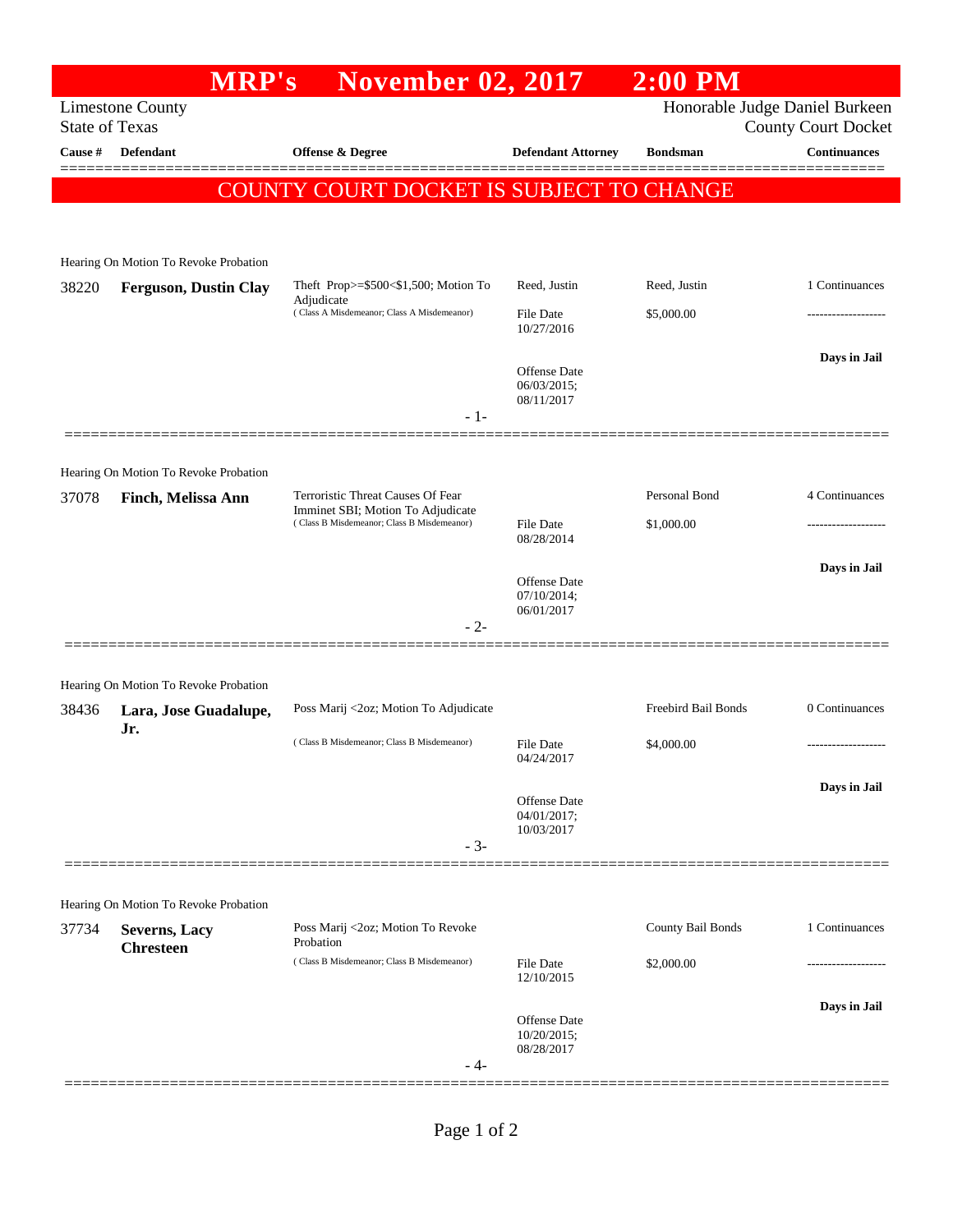# MRP's November 02, 2017 2:00 PM

Limestone County
State of Texas

Honorable Judge Daniel Burkeen
County Court Docket

**COUNTY COURT DOCKET IS SUBJECT TO CHANGE**

| Cause # | Defendant | Offense & Degree | Defendant Attorney | Bondsman | Continuances |
|---|---|---|---|---|---|
| Hearing On Motion To Revoke Probation | | | | | |
| 38220 | **Ferguson, Dustin Clay** | Theft Prop>=$500<$1,500; Motion To Adjudicate ( Class A Misdemeanor; Class A Misdemeanor) | Reed, Justin<br>File Date 10/27/2016<br>Offense Date 06/03/2015; 08/11/2017 | Reed, Justin<br>$5,000.00 | 1 Continuances<br>-------------------<br>**Days in Jail** |
| - 1- | | | | | |
| Hearing On Motion To Revoke Probation | | | | | |
| 37078 | **Finch, Melissa Ann** | Terroristic Threat Causes Of Fear Imminet SBI; Motion To Adjudicate ( Class B Misdemeanor; Class B Misdemeanor) | File Date 08/28/2014<br>Offense Date 07/10/2014; 06/01/2017 | Personal Bond<br>$1,000.00 | 4 Continuances<br>-------------------<br>**Days in Jail** |
| - 2- | | | | | |
| Hearing On Motion To Revoke Probation | | | | | |
| 38436 | **Lara, Jose Guadalupe, Jr.** | Poss Marij <2oz; Motion To Adjudicate ( Class B Misdemeanor; Class B Misdemeanor) | File Date 04/24/2017<br>Offense Date 04/01/2017; 10/03/2017 | Freebird Bail Bonds<br>$4,000.00 | 0 Continuances<br>-------------------<br>**Days in Jail** |
| - 3- | | | | | |
| Hearing On Motion To Revoke Probation | | | | | |
| 37734 | **Severns, Lacy Chresteen** | Poss Marij <2oz; Motion To Revoke Probation ( Class B Misdemeanor; Class B Misdemeanor) | File Date 12/10/2015<br>Offense Date 10/20/2015; 08/28/2017 | County Bail Bonds<br>$2,000.00 | 1 Continuances<br>-------------------<br>**Days in Jail** |
| - 4- | | | | | |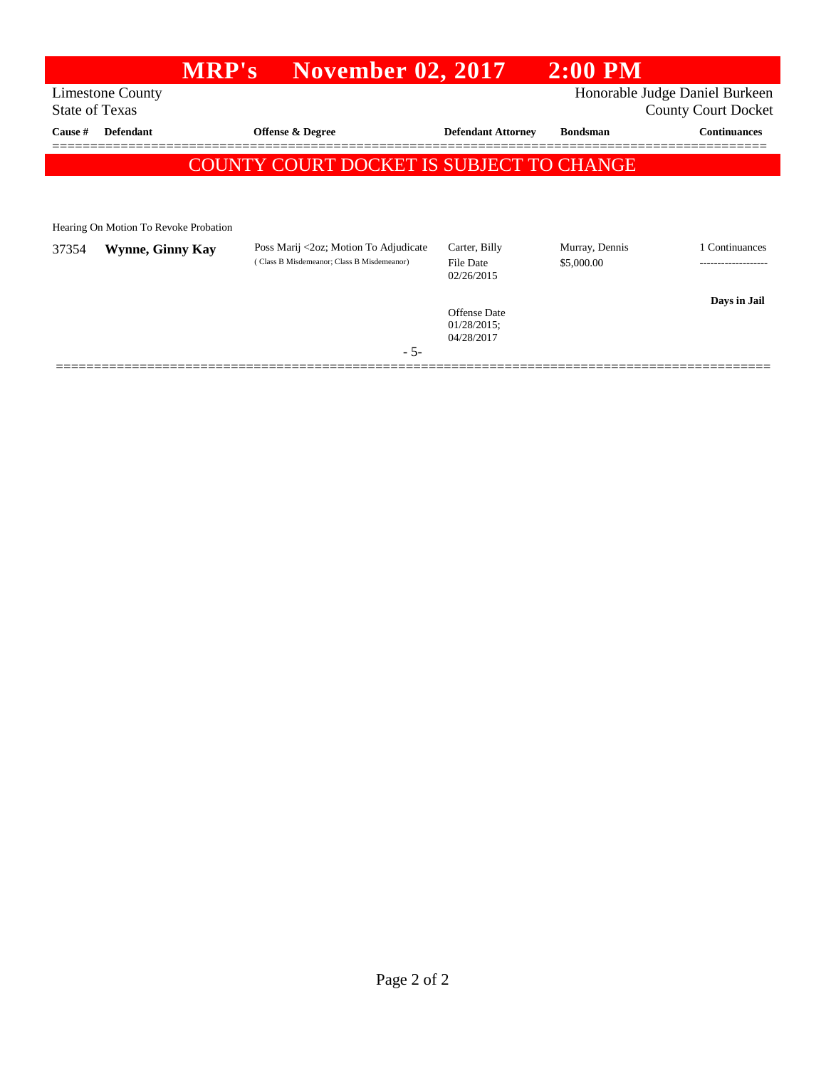# MRP's November 02, 2017 2:00 PM

Limestone County
State of Texas

Honorable Judge Daniel Burkeen
County Court Docket

| Cause # | Defendant | Offense & Degree | Defendant Attorney | Bondsman | Continuances |
|---|---|---|---|---|---|

## COUNTY COURT DOCKET IS SUBJECT TO CHANGE

Hearing On Motion To Revoke Probation

| Cause # | Defendant | Offense & Degree | Defendant Attorney | Bondsman | Continuances |
|---|---|---|---|---|---|
| 37354 | **Wynne, Ginny Kay** | Poss Marij <2oz; Motion To Adjudicate ( Class B Misdemeanor; Class B Misdemeanor) | Carter, Billy<br>File Date 02/26/2015<br>Offense Date 01/28/2015; 04/28/2017 | Murray, Dennis<br>$5,000.00 | 1 Continuances<br>-------------------<br>**Days in Jail** |

- 5-